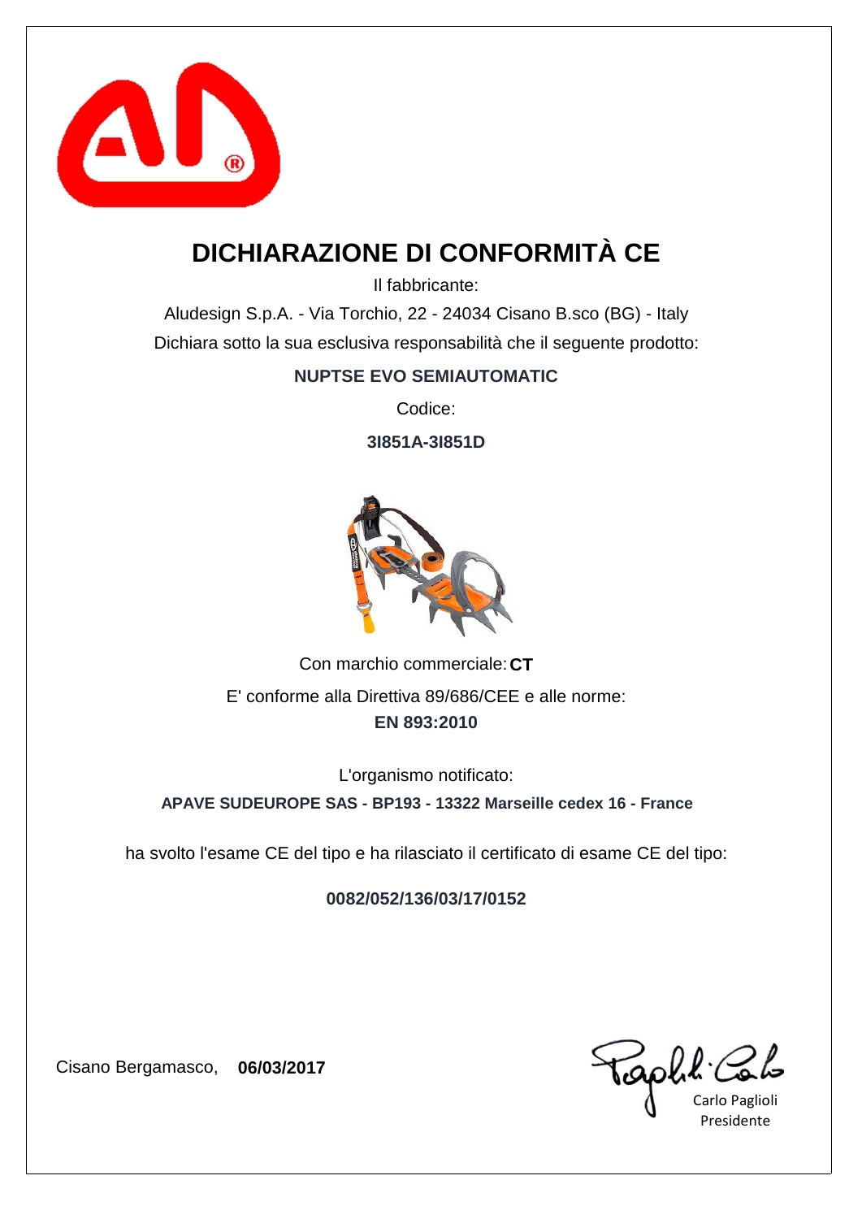# DICHIARAZIONE DI CONFORMITÀ CE

Il fabbricante:

Aludesign S.p.A. - Via Torchio, 22 - 24034 Cisano B.sco (BG) - Italy

Dichiara sotto la sua esclusiva responsabilità che il seguente prodotto:

**NUPTSE EVO SEMIAUTOMATIC**

Codice:

**3I851A-3I851D**

Con marchio commerciale: **CT**

E' conforme alla Direttiva 89/686/CEE e alle norme:

**EN 893:2010**

L'organismo notificato:

**APAVE SUDEUROPE SAS - BP193 - 13322 Marseille cedex 16 - France**

ha svolto l'esame CE del tipo e ha rilasciato il certificato di esame CE del tipo:

**0082/052/136/03/17/0152**

Cisano Bergamasco, **06/03/2017**

Carlo Paglioli
Presidente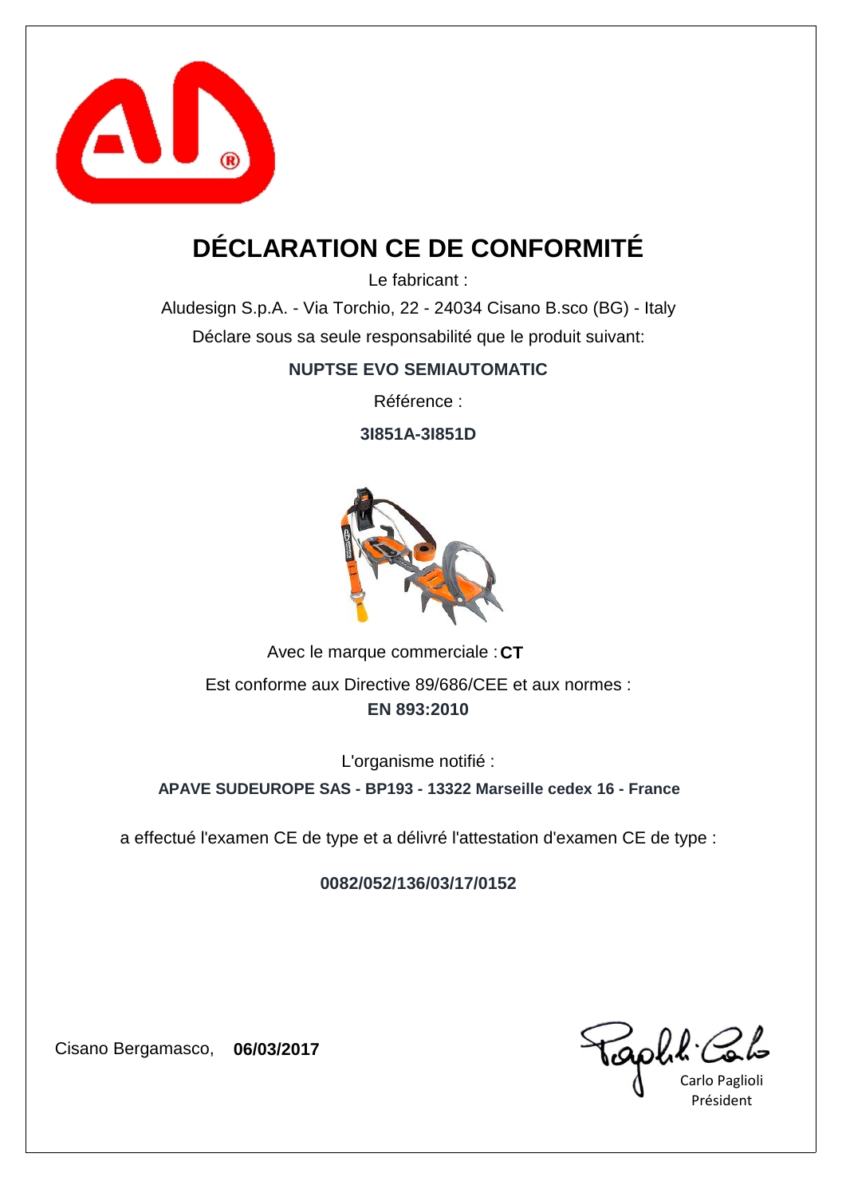# DÉCLARATION CE DE CONFORMITÉ

Le fabricant :

Aludesign S.p.A. - Via Torchio, 22 - 24034 Cisano B.sco (BG) - Italy

Déclare sous sa seule responsabilité que le produit suivant:

**NUPTSE EVO SEMIAUTOMATIC**

Référence :

**3I851A-3I851D**

Avec le marque commerciale : **CT**

Est conforme aux Directive 89/686/CEE et aux normes :

**EN 893:2010**

L'organisme notifié :

**APAVE SUDEUROPE SAS - BP193 - 13322 Marseille cedex 16 - France**

a effectué l'examen CE de type et a délivré l'attestation d'examen CE de type :

**0082/052/136/03/17/0152**

Cisano Bergamasco, **06/03/2017**

Carlo Paglioli
Président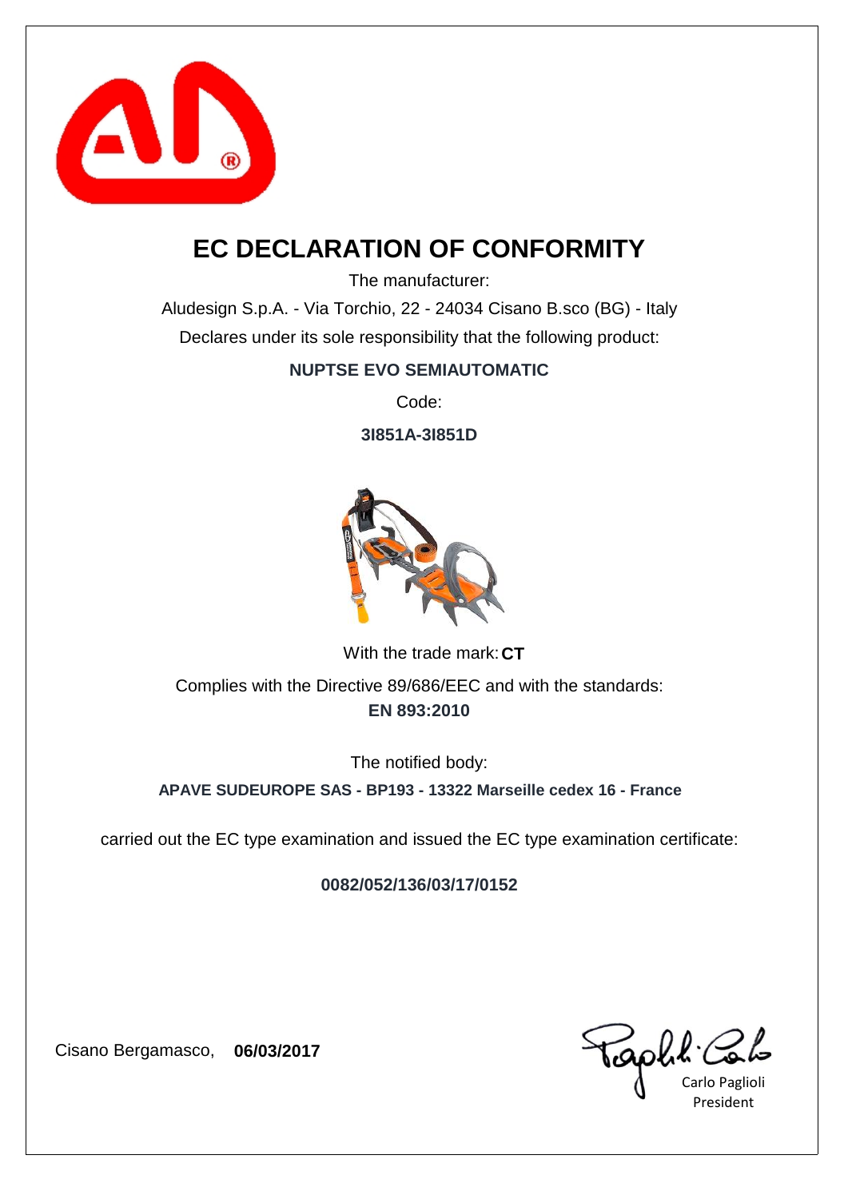# EC DECLARATION OF CONFORMITY

The manufacturer:

Aludesign S.p.A. - Via Torchio, 22 - 24034 Cisano B.sco (BG) - Italy

Declares under its sole responsibility that the following product:

**NUPTSE EVO SEMIAUTOMATIC**

Code:

**3I851A-3I851D**

With the trade mark: **CT**

Complies with the Directive 89/686/EEC and with the standards:

**EN 893:2010**

The notified body:

**APAVE SUDEUROPE SAS - BP193 - 13322 Marseille cedex 16 - France**

carried out the EC type examination and issued the EC type examination certificate:

**0082/052/136/03/17/0152**

Cisano Bergamasco, **06/03/2017**

Carlo Paglioli

President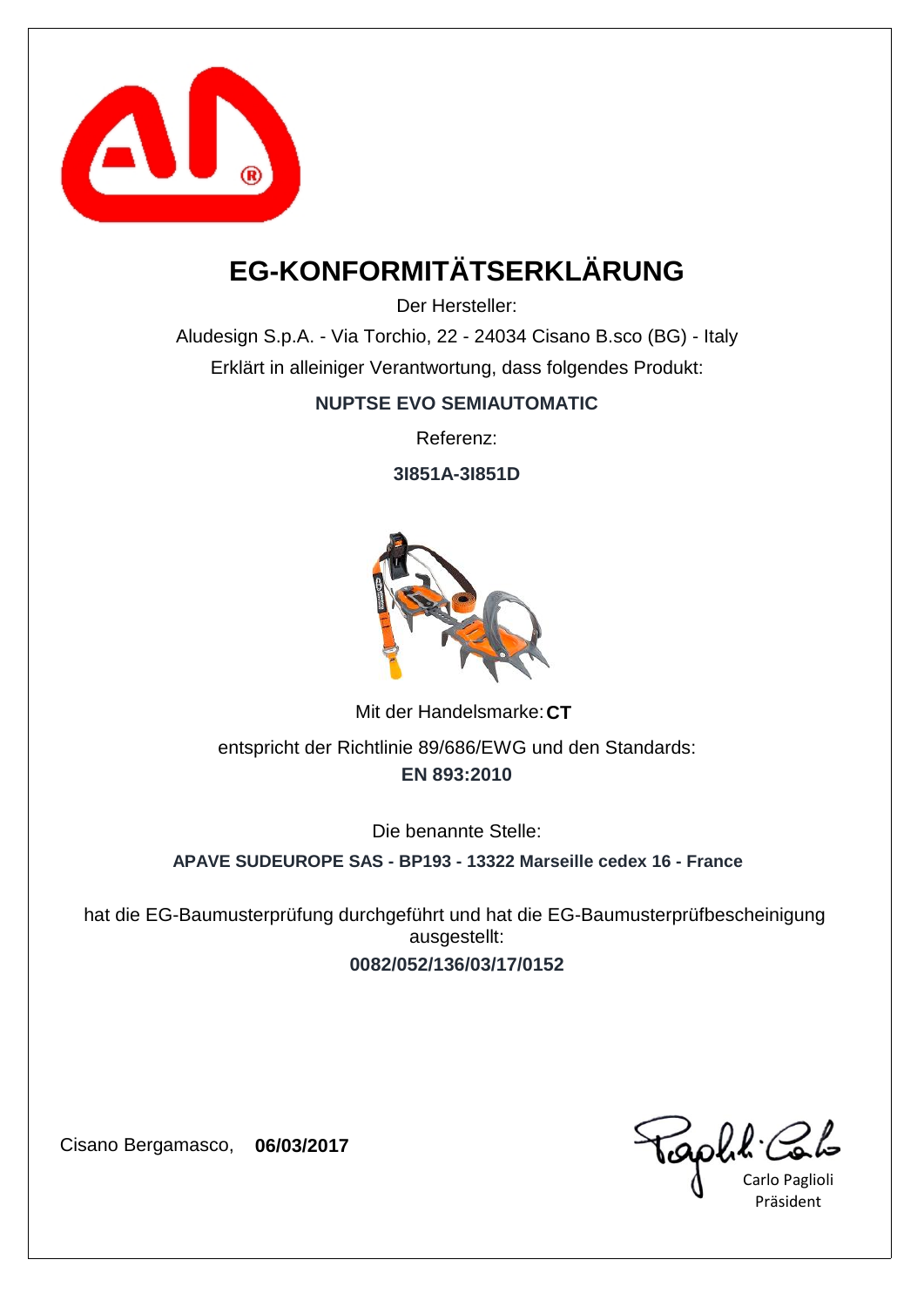# EG-KONFORMITÄTSERKLÄRUNG

Der Hersteller:

Aludesign S.p.A. - Via Torchio, 22 - 24034 Cisano B.sco (BG) - Italy

Erklärt in alleiniger Verantwortung, dass folgendes Produkt:

**NUPTSE EVO SEMIAUTOMATIC**

Referenz:

**3I851A-3I851D**

Mit der Handelsmarke: **CT**

entspricht der Richtlinie 89/686/EWG und den Standards:

**EN 893:2010**

Die benannte Stelle:

**APAVE SUDEUROPE SAS - BP193 - 13322 Marseille cedex 16 - France**

hat die EG-Baumusterprüfung durchgeführt und hat die EG-Baumusterprüfbescheinigung ausgestellt:

**0082/052/136/03/17/0152**

Cisano Bergamasco, **06/03/2017**

Carlo Paglioli
Präsident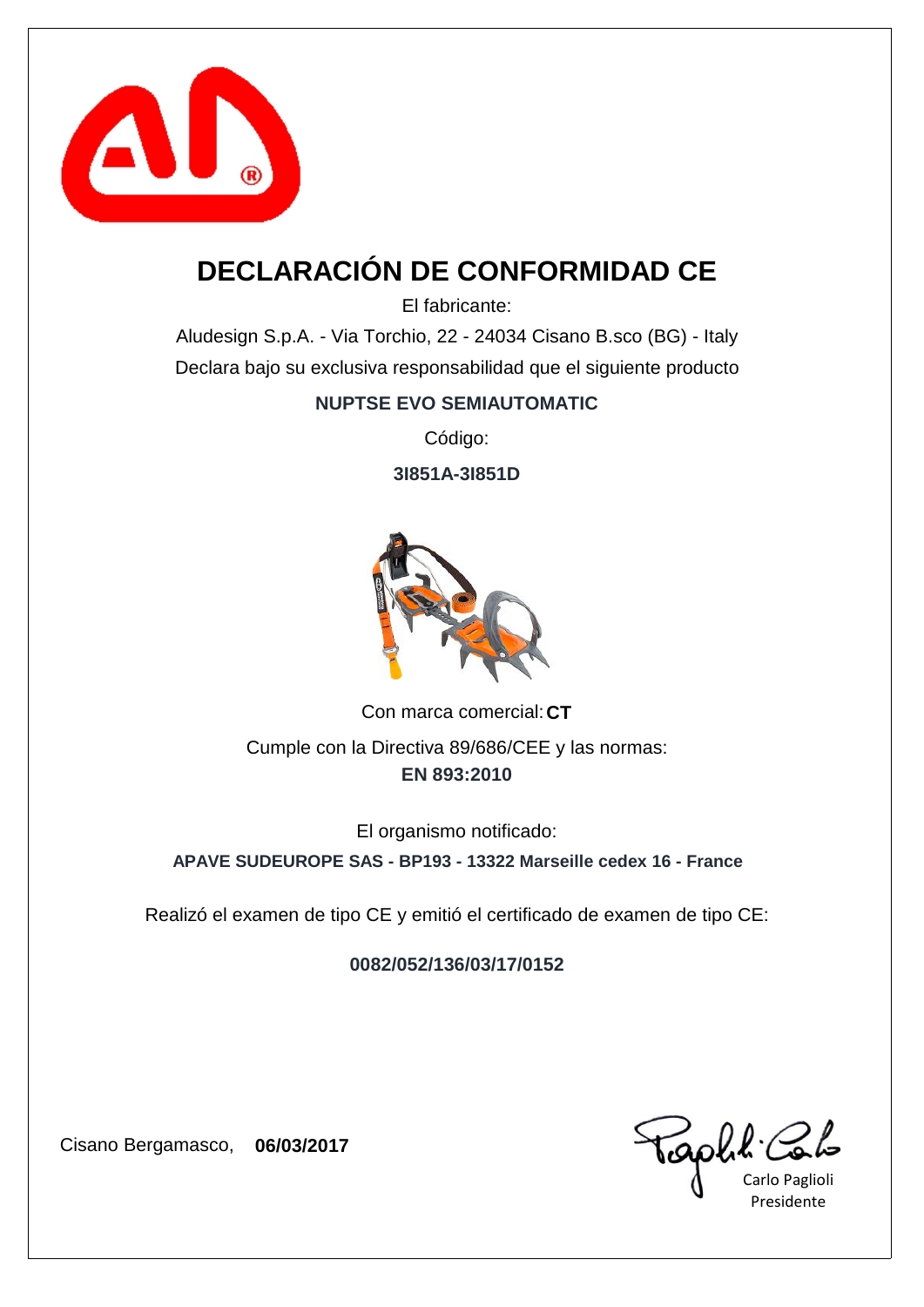# DECLARACIÓN DE CONFORMIDAD CE

El fabricante:

Aludesign S.p.A. - Via Torchio, 22 - 24034 Cisano B.sco (BG) - Italy

Declara bajo su exclusiva responsabilidad que el siguiente producto

**NUPTSE EVO SEMIAUTOMATIC**

Código:

**3I851A-3I851D**

Con marca comercial: **CT**

Cumple con la Directiva 89/686/CEE y las normas:

**EN 893:2010**

El organismo notificado:

**APAVE SUDEUROPE SAS - BP193 - 13322 Marseille cedex 16 - France**

Realizó el examen de tipo CE y emitió el certificado de examen de tipo CE:

**0082/052/136/03/17/0152**

Cisano Bergamasco, **06/03/2017**

Carlo Paglioli
Presidente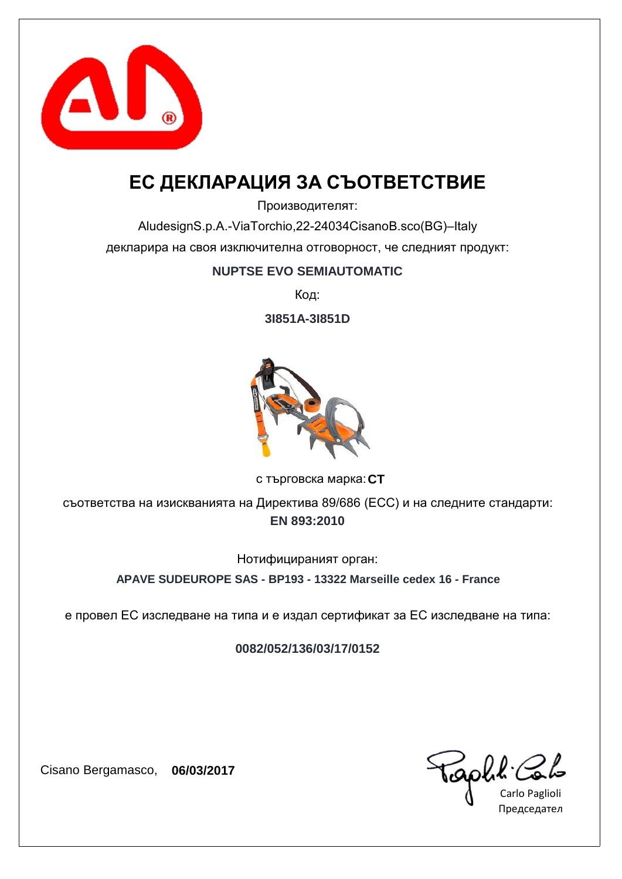# ЕС ДЕКЛАРАЦИЯ ЗА СЪОТВЕТСТВИЕ

Производителят:

AludesignS.p.A.-ViaTorchio,22-24034CisanoB.sco(BG)–Italy

декларира на своя изключителна отговорност, че следният продукт:

**NUPTSE EVO SEMIAUTOMATIC**

Код:

**3I851A-3I851D**

с търговска марка: **CT**

съответства на изискванията на Директива 89/686 (ЕСС) и на следните стандарти:

**EN 893:2010**

Нотифицираният орган:

**APAVE SUDEUROPE SAS - BP193 - 13322 Marseille cedex 16 - France**

е провел ЕС изследване на типа и е издал сертификат за ЕС изследване на типа:

**0082/052/136/03/17/0152**

Cisano Bergamasco, **06/03/2017**

Carlo Paglioli

Председател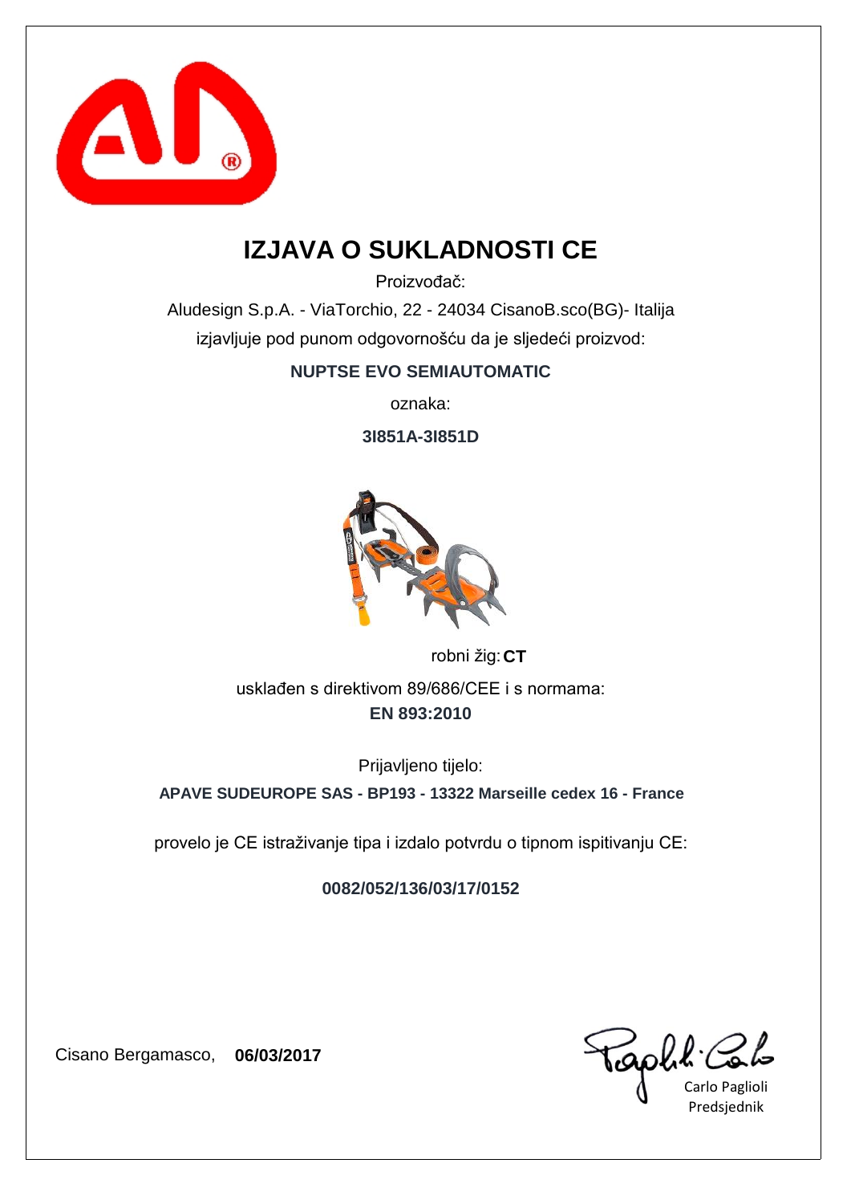# IZJAVA O SUKLADNOSTI CE

Proizvođač:

Aludesign S.p.A. - ViaTorchio, 22 - 24034 CisanoB.sco(BG)- Italija

izjavljuje pod punom odgovornošću da je sljedeći proizvod:

**NUPTSE EVO SEMIAUTOMATIC**

oznaka:

**3I851A-3I851D**

robni žig: **CT**

usklađen s direktivom 89/686/CEE i s normama:

**EN 893:2010**

Prijavljeno tijelo:

**APAVE SUDEUROPE SAS - BP193 - 13322 Marseille cedex 16 - France**

provelo je CE istraživanje tipa i izdalo potvrdu o tipnom ispitivanju CE:

**0082/052/136/03/17/0152**

Cisano Bergamasco, **06/03/2017**

Carlo Paglioli
Predsjednik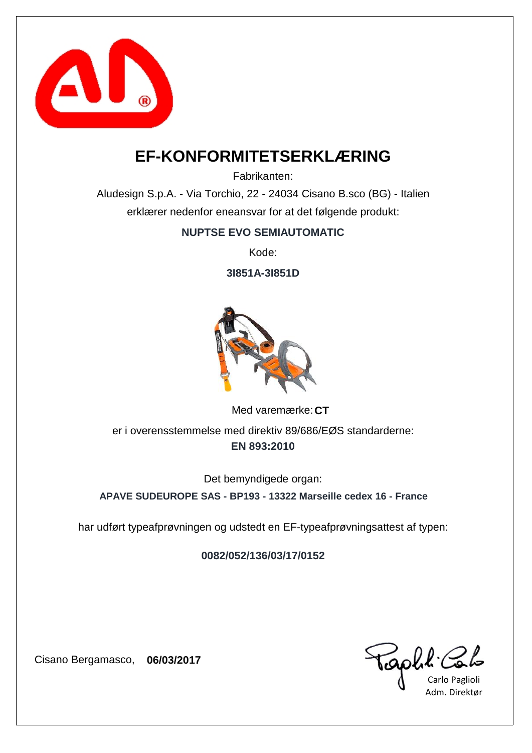# EF-KONFORMITETSERKLÆRING

Fabrikanten:

Aludesign S.p.A. - Via Torchio, 22 - 24034 Cisano B.sco (BG) - Italien

erklærer nedenfor eneansvar for at det følgende produkt:

**NUPTSE EVO SEMIAUTOMATIC**

Kode:

**3I851A-3I851D**

Med varemærke: **CT**

er i overensstemmelse med direktiv 89/686/EØS standarderne:

**EN 893:2010**

Det bemyndigede organ:

**APAVE SUDEUROPE SAS - BP193 - 13322 Marseille cedex 16 - France**

har udført typeafprøvningen og udstedt en EF-typeafprøvningsattest af typen:

**0082/052/136/03/17/0152**

Cisano Bergamasco, **06/03/2017**

Carlo Paglioli
Adm. Direktør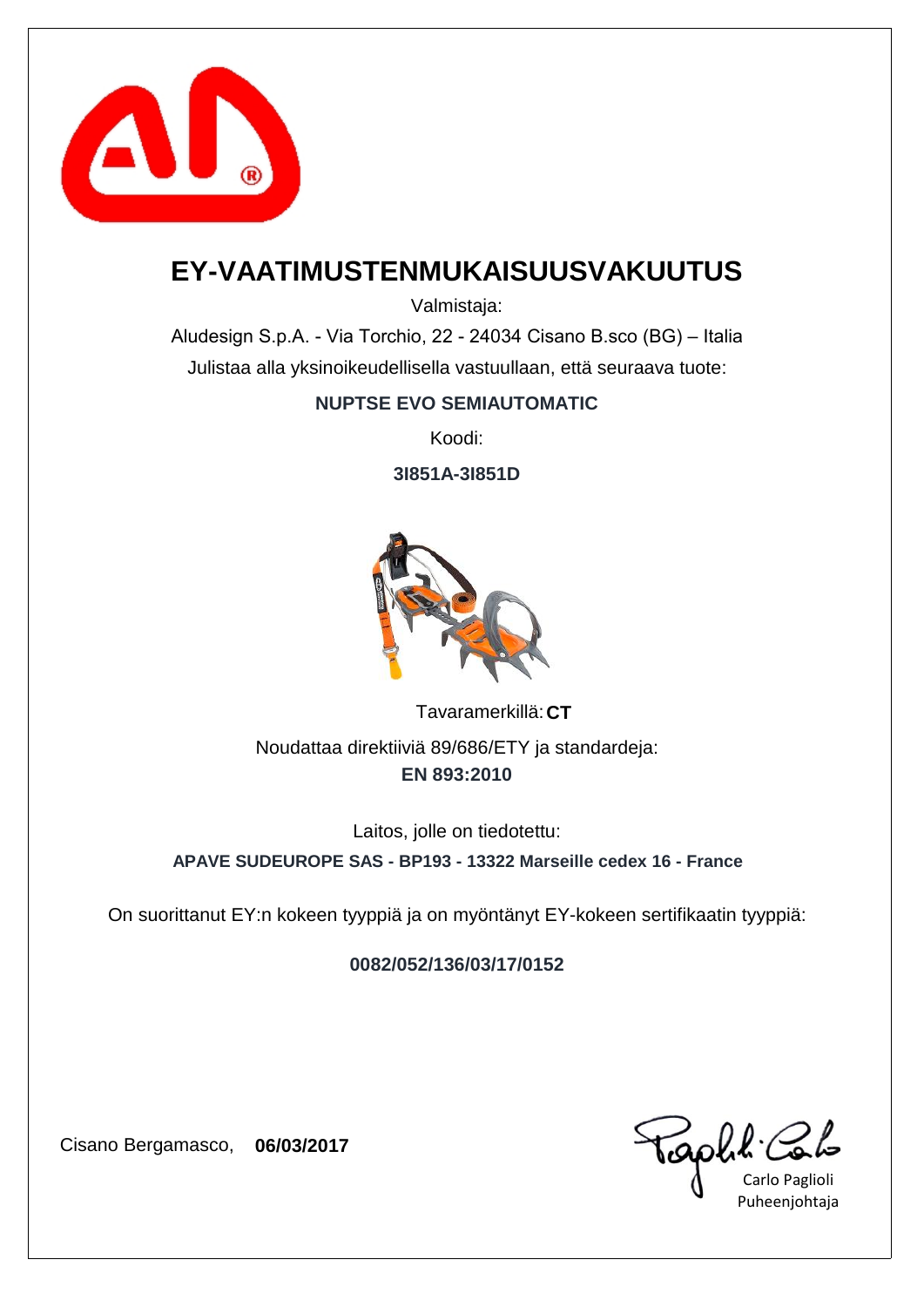# EY-VAATIMUSTENMUKAISUUSVAKUUTUS

Valmistaja:

Aludesign S.p.A. - Via Torchio, 22 - 24034 Cisano B.sco (BG) – Italia

Julistaa alla yksinoikeudellisella vastuullaan, että seuraava tuote:

**NUPTSE EVO SEMIAUTOMATIC**

Koodi:

**3I851A-3I851D**

Tavaramerkillä: **CT**

Noudattaa direktiiviä 89/686/ETY ja standardeja:

**EN 893:2010**

Laitos, jolle on tiedotettu:

**APAVE SUDEUROPE SAS - BP193 - 13322 Marseille cedex 16 - France**

On suorittanut EY:n kokeen tyyppiä ja on myöntänyt EY-kokeen sertifikaatin tyyppiä:

**0082/052/136/03/17/0152**

Cisano Bergamasco, **06/03/2017**

Carlo Paglioli

Puheenjohtaja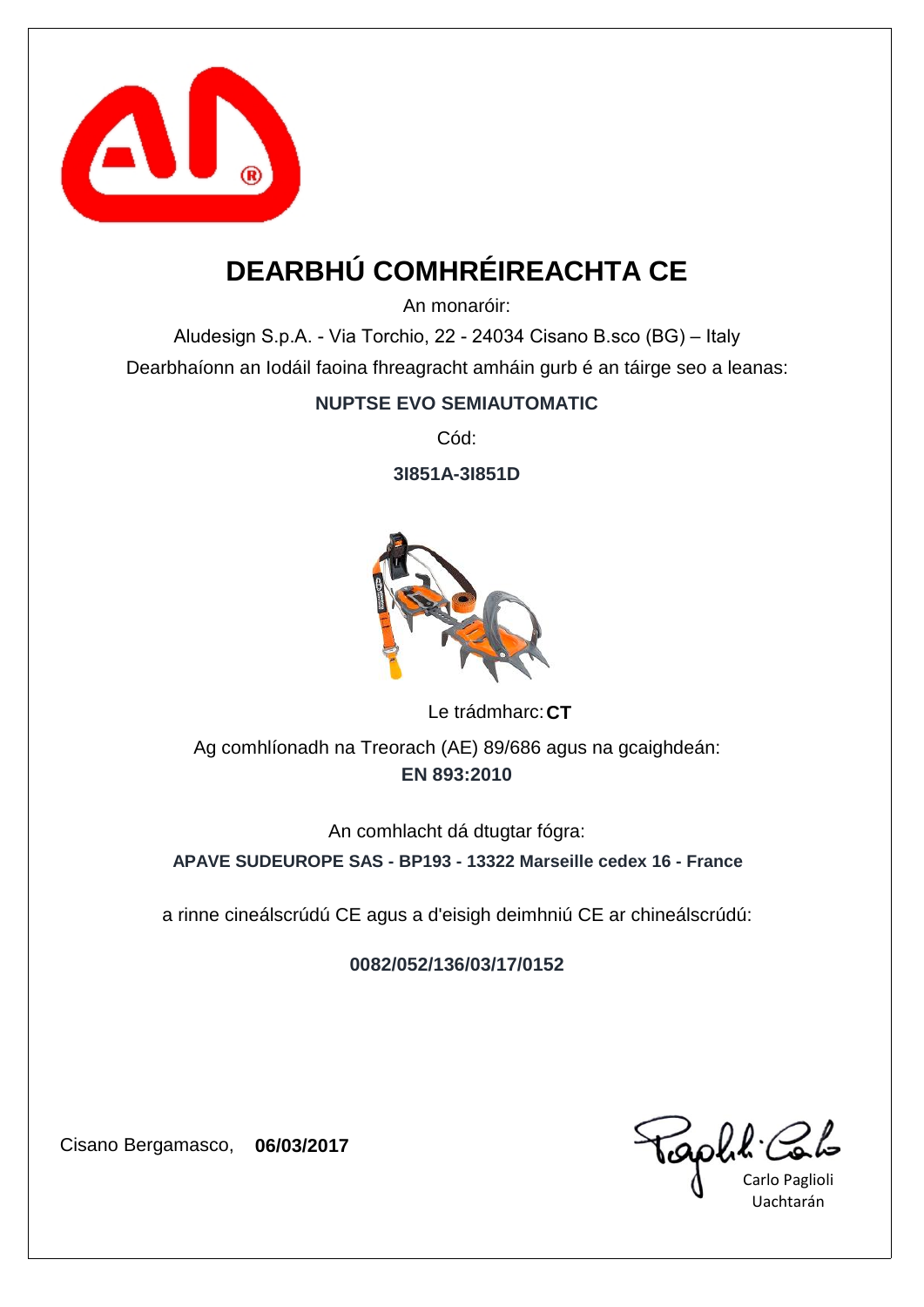# DEARBHÚ COMHRÉIREACHTA CE

An monaróir:

Aludesign S.p.A. - Via Torchio, 22 - 24034 Cisano B.sco (BG) – Italy

Dearbhaíonn an Iodáil faoina fhreagracht amháin gurb é an táirge seo a leanas:

**NUPTSE EVO SEMIAUTOMATIC**

Cód:

**3I851A-3I851D**

Le trádmharc: **CT**

Ag comhlíonadh na Treorach (AE) 89/686 agus na gcaighdeán:
**EN 893:2010**

An comhlacht dá dtugtar fógra:

**APAVE SUDEUROPE SAS - BP193 - 13322 Marseille cedex 16 - France**

a rinne cineálscrúdú CE agus a d'eisigh deimhniú CE ar chineálscrúdú:

**0082/052/136/03/17/0152**

Cisano Bergamasco, **06/03/2017**

Carlo Paglioli
Uachtarán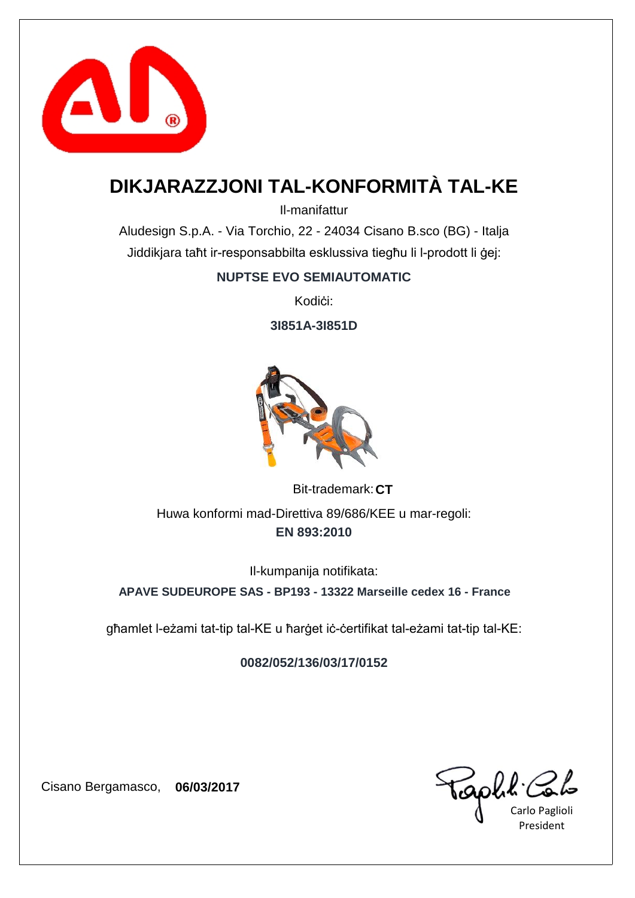# DIKJARAZZJONI TAL-KONFORMITÀ TAL-KE

Il-manifattur

Aludesign S.p.A. - Via Torchio, 22 - 24034 Cisano B.sco (BG) - Italja

Jiddikjara taħt ir-responsabbilta esklussiva tiegħu li l-prodott li ġej:

**NUPTSE EVO SEMIAUTOMATIC**

Kodiċi:

**3I851A-3I851D**

Bit-trademark: **CT**

Huwa konformi mad-Direttiva 89/686/KEE u mar-regoli:

**EN 893:2010**

Il-kumpanija notifikata:

**APAVE SUDEUROPE SAS - BP193 - 13322 Marseille cedex 16 - France**

għamlet l-eżami tat-tip tal-KE u ħarġet iċ-ċertifikat tal-eżami tat-tip tal-KE:

**0082/052/136/03/17/0152**

Cisano Bergamasco, **06/03/2017**

Carlo Paglioli
President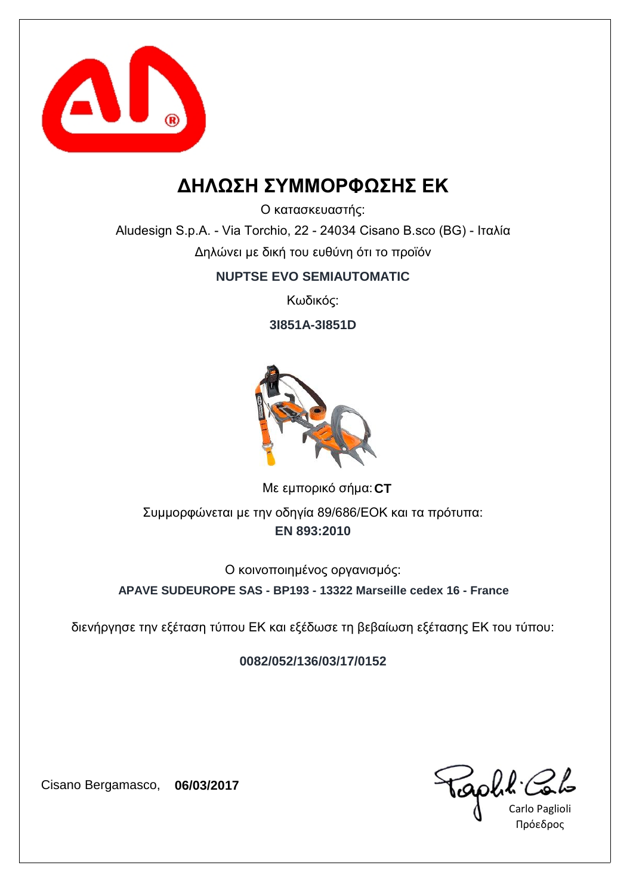# ΔΗΛΩΣΗ ΣΥΜΜΟΡΦΩΣΗΣ ΕΚ

Ο κατασκευαστής:

Aludesign S.p.A. - Via Torchio, 22 - 24034 Cisano B.sco (BG) - Ιταλία

Δηλώνει με δική του ευθύνη ότι το προϊόν

**NUPTSE EVO SEMIAUTOMATIC**

Κωδικός:

**3I851A-3I851D**

Με εμπορικό σήμα: **CT**

Συμμορφώνεται με την οδηγία 89/686/ΕΟΚ και τα πρότυπα:

**EN 893:2010**

Ο κοινοποιημένος οργανισμός:

**APAVE SUDEUROPE SAS - BP193 - 13322 Marseille cedex 16 - France**

διενήργησε την εξέταση τύπου ΕΚ και εξέδωσε τη βεβαίωση εξέτασης ΕΚ του τύπου:

**0082/052/136/03/17/0152**

Cisano Bergamasco, **06/03/2017**

Carlo Paglioli

Πρόεδρος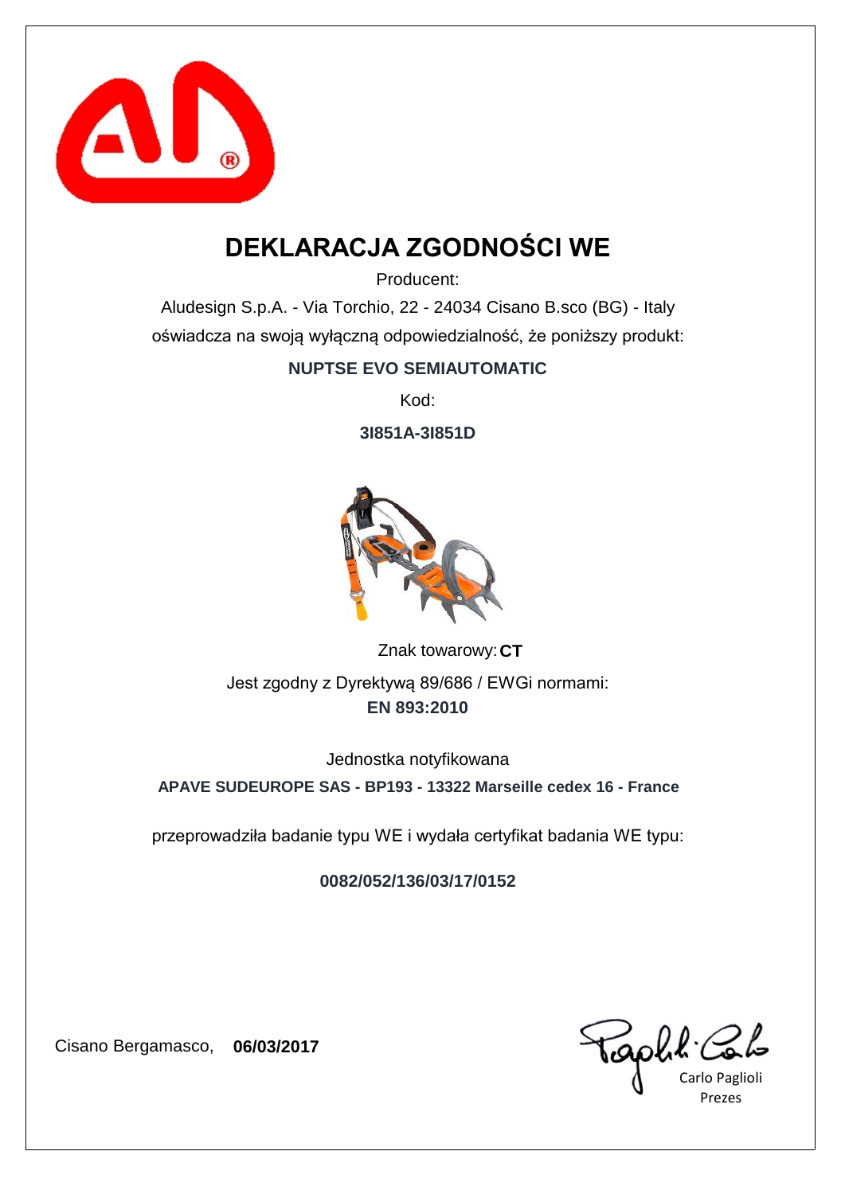# DEKLARACJA ZGODNOŚCI WE

Producent:

Aludesign S.p.A. - Via Torchio, 22 - 24034 Cisano B.sco (BG) - Italy

oświadcza na swoją wyłączną odpowiedzialność, że poniższy produkt:

**NUPTSE EVO SEMIAUTOMATIC**

Kod:

**3I851A-3I851D**

Znak towarowy: **CT**

Jest zgodny z Dyrektywą 89/686 / EWGi normami:

**EN 893:2010**

Jednostka notyfikowana

**APAVE SUDEUROPE SAS - BP193 - 13322 Marseille cedex 16 - France**

przeprowadziła badanie typu WE i wydała certyfikat badania WE typu:

**0082/052/136/03/17/0152**

Cisano Bergamasco, **06/03/2017**

Carlo Paglioli

Prezes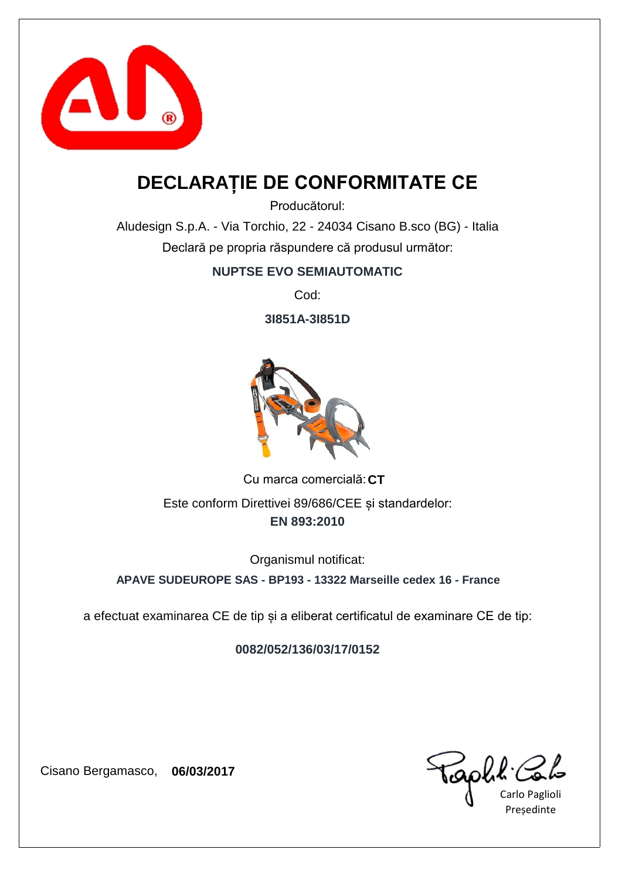# DECLARAȚIE DE CONFORMITATE CE

Producătorul:

Aludesign S.p.A. - Via Torchio, 22 - 24034 Cisano B.sco (BG) - Italia

Declară pe propria răspundere că produsul următor:

**NUPTSE EVO SEMIAUTOMATIC**

Cod:

**3I851A-3I851D**

Cu marca comercială: **CT**

Este conform Direttivei 89/686/CEE și standardelor:

**EN 893:2010**

Organismul notificat:

**APAVE SUDEUROPE SAS - BP193 - 13322 Marseille cedex 16 - France**

a efectuat examinarea CE de tip și a eliberat certificatul de examinare CE de tip:

**0082/052/136/03/17/0152**

Cisano Bergamasco, **06/03/2017**

Carlo Paglioli

Președinte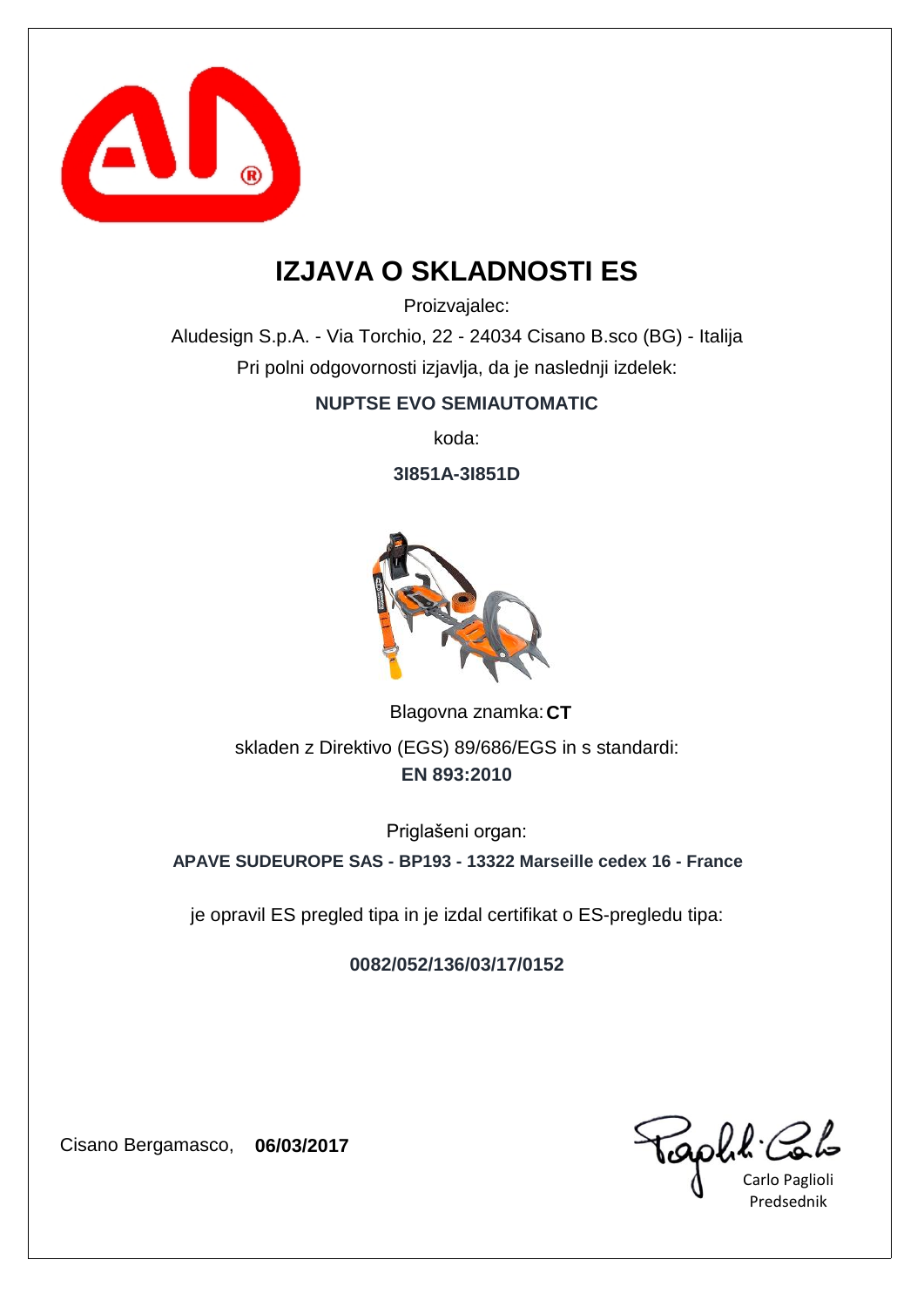# IZJAVA O SKLADNOSTI ES

Proizvajalec:

Aludesign S.p.A. - Via Torchio, 22 - 24034 Cisano B.sco (BG) - Italija

Pri polni odgovornosti izjavlja, da je naslednji izdelek:

**NUPTSE EVO SEMIAUTOMATIC**

koda:

**3I851A-3I851D**

Blagovna znamka: **CT**

skladen z Direktivo (EGS) 89/686/EGS in s standardi:

**EN 893:2010**

Priglašeni organ:

**APAVE SUDEUROPE SAS - BP193 - 13322 Marseille cedex 16 - France**

je opravil ES pregled tipa in je izdal certifikat o ES-pregledu tipa:

**0082/052/136/03/17/0152**

Cisano Bergamasco, **06/03/2017**

Carlo Paglioli
Predsednik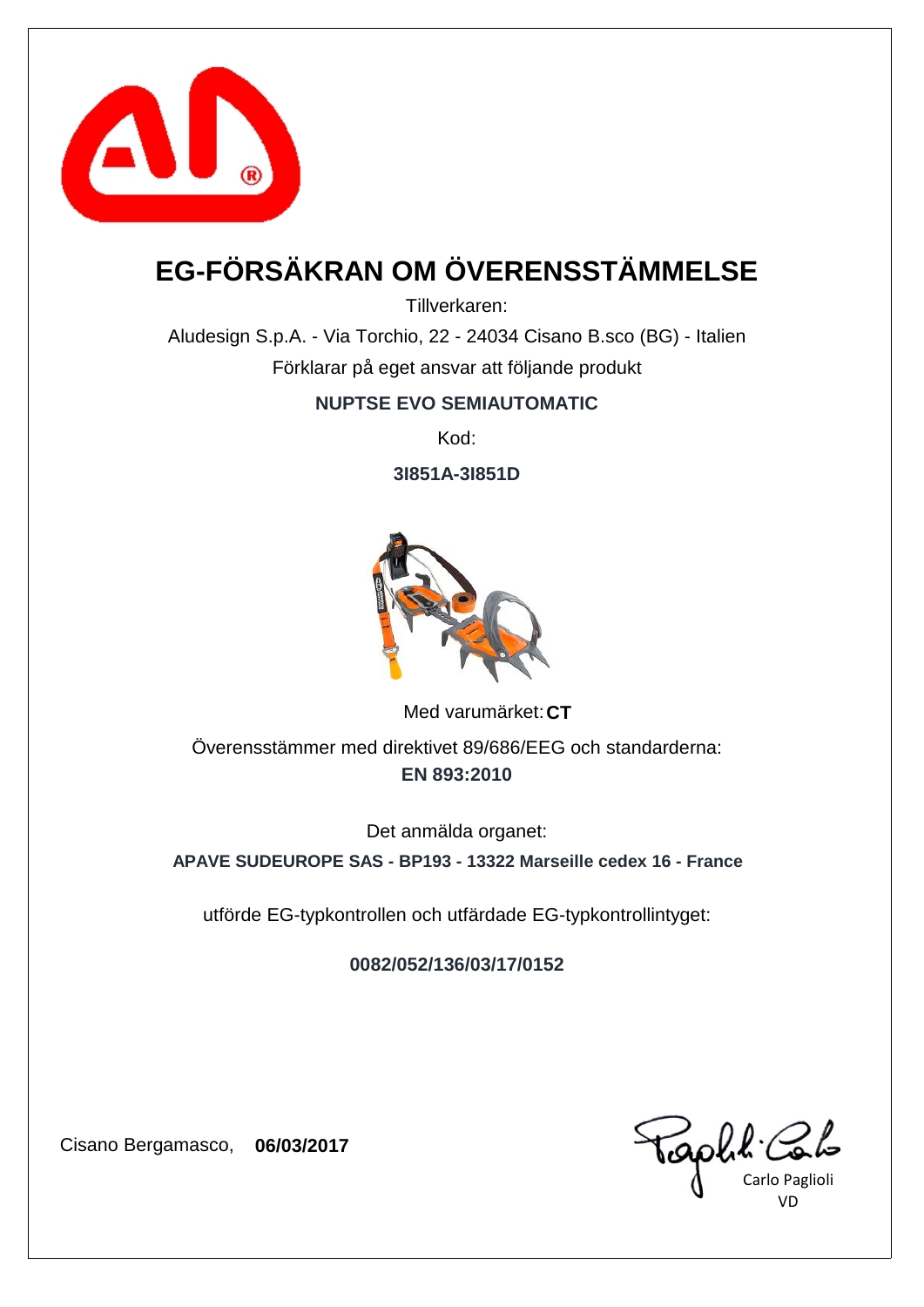# EG-FÖRSÄKRAN OM ÖVERENSSTÄMMELSE

Tillverkaren:

Aludesign S.p.A. - Via Torchio, 22 - 24034 Cisano B.sco (BG) - Italien

Förklarar på eget ansvar att följande produkt

**NUPTSE EVO SEMIAUTOMATIC**

Kod:

**3I851A-3I851D**

Med varumärket: **CT**

Överensstämmer med direktivet 89/686/EEG och standarderna:

**EN 893:2010**

Det anmälda organet:

**APAVE SUDEUROPE SAS - BP193 - 13322 Marseille cedex 16 - France**

utförde EG-typkontrollen och utfärdade EG-typkontrollintyget:

**0082/052/136/03/17/0152**

Cisano Bergamasco, **06/03/2017**

Carlo Paglioli

VD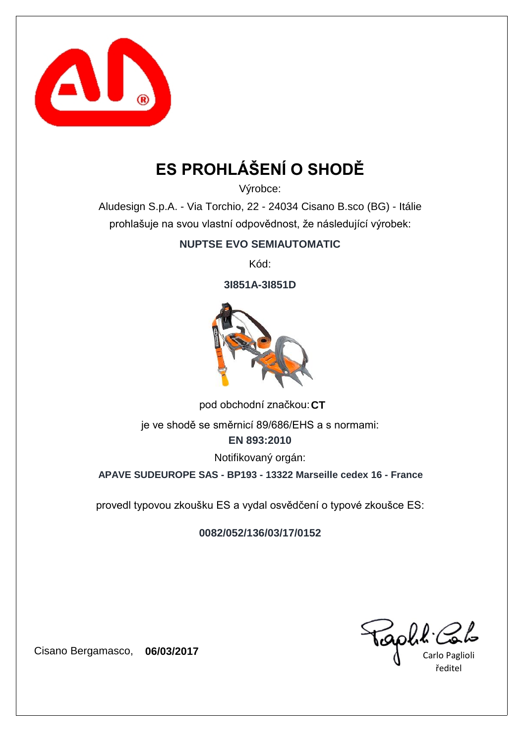# ES PROHLÁŠENÍ O SHODĚ

Výrobce:

Aludesign S.p.A. - Via Torchio, 22 - 24034 Cisano B.sco (BG) - Itálie

prohlašuje na svou vlastní odpovědnost, že následující výrobek:

**NUPTSE EVO SEMIAUTOMATIC**

Kód:

**3I851A-3I851D**

pod obchodní značkou: **CT**

je ve shodě se směrnicí 89/686/EHS a s normami:

**EN 893:2010**

Notifikovaný orgán:

**APAVE SUDEUROPE SAS - BP193 - 13322 Marseille cedex 16 - France**

provedl typovou zkoušku ES a vydal osvědčení o typové zkoušce ES:

**0082/052/136/03/17/0152**

Cisano Bergamasco, **06/03/2017**

Carlo Paglioli
ředitel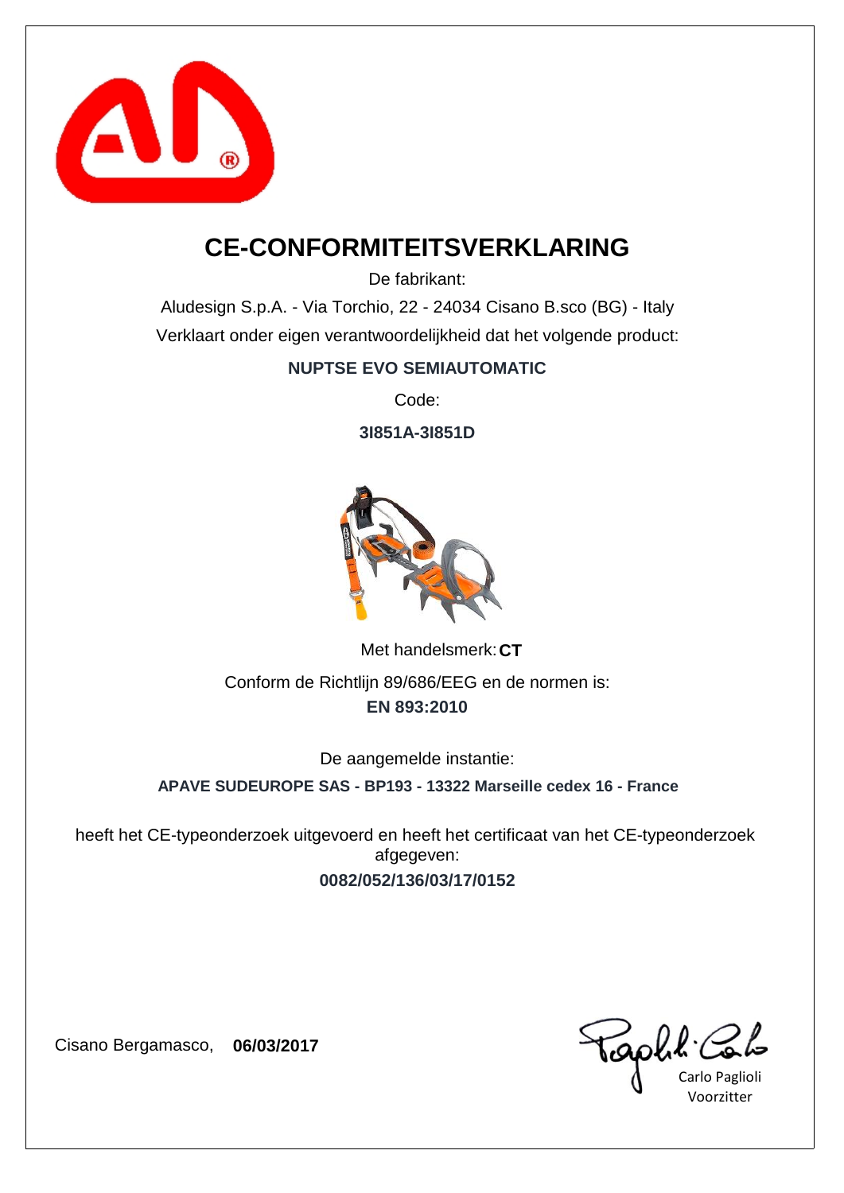# CE-CONFORMITEITSVERKLARING

De fabrikant:

Aludesign S.p.A. - Via Torchio, 22 - 24034 Cisano B.sco (BG) - Italy

Verklaart onder eigen verantwoordelijkheid dat het volgende product:

**NUPTSE EVO SEMIAUTOMATIC**

Code:

**3I851A-3I851D**

Met handelsmerk: **CT**

Conform de Richtlijn 89/686/EEG en de normen is:

**EN 893:2010**

De aangemelde instantie:

**APAVE SUDEUROPE SAS - BP193 - 13322 Marseille cedex 16 - France**

heeft het CE-typeonderzoek uitgevoerd en heeft het certificaat van het CE-typeonderzoek afgegeven:

**0082/052/136/03/17/0152**

Cisano Bergamasco, **06/03/2017**

Carlo Paglioli
Voorzitter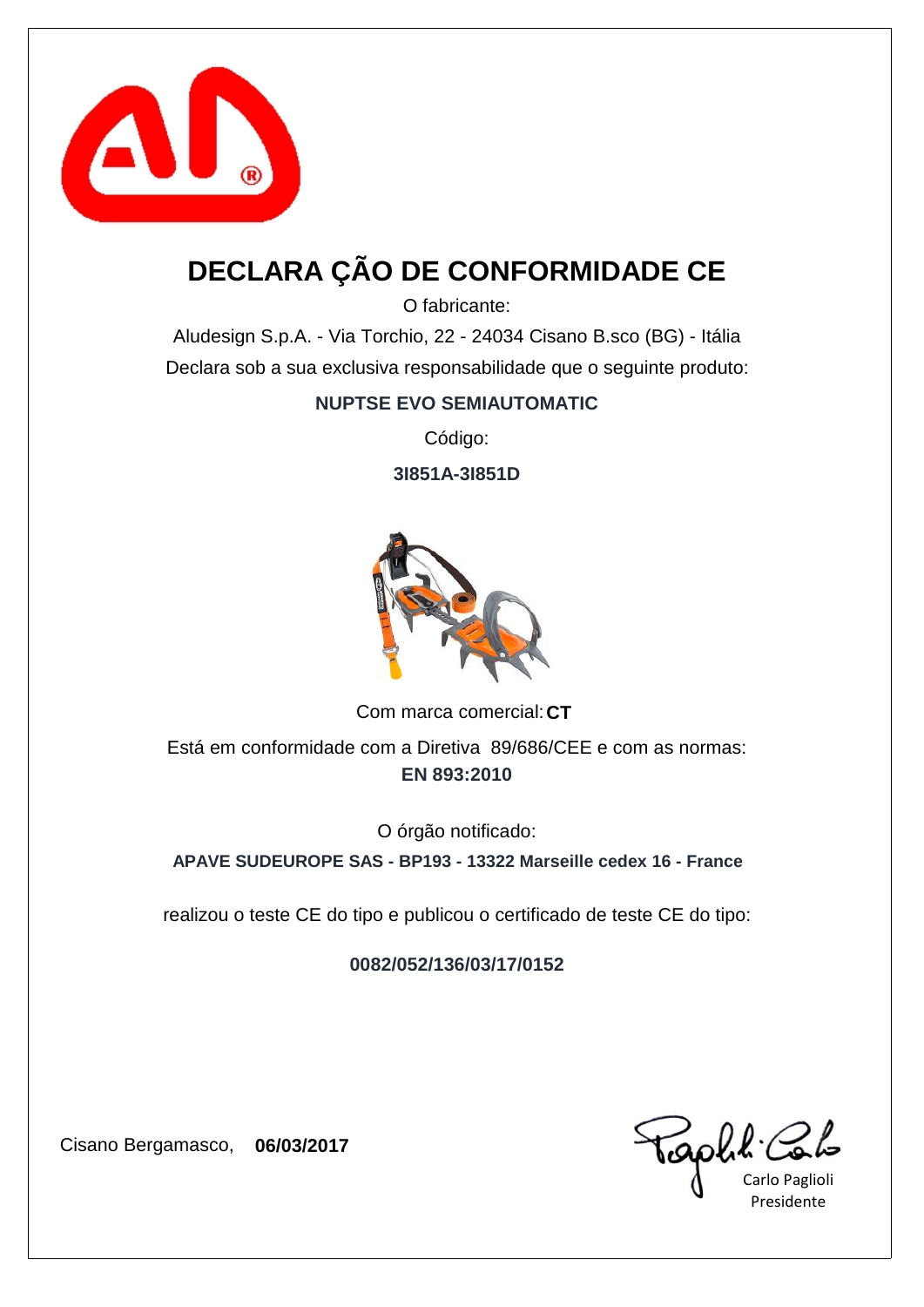# DECLARA ÇÃO DE CONFORMIDADE CE

O fabricante:

Aludesign S.p.A. - Via Torchio, 22 - 24034 Cisano B.sco (BG) - Itália

Declara sob a sua exclusiva responsabilidade que o seguinte produto:

**NUPTSE EVO SEMIAUTOMATIC**

Código:

**3I851A-3I851D**

Com marca comercial: **CT**

Está em conformidade com a Diretiva 89/686/CEE e com as normas:

**EN 893:2010**

O órgão notificado:

**APAVE SUDEUROPE SAS - BP193 - 13322 Marseille cedex 16 - France**

realizou o teste CE do tipo e publicou o certificado de teste CE do tipo:

**0082/052/136/03/17/0152**

Cisano Bergamasco, **06/03/2017**

Carlo Paglioli
Presidente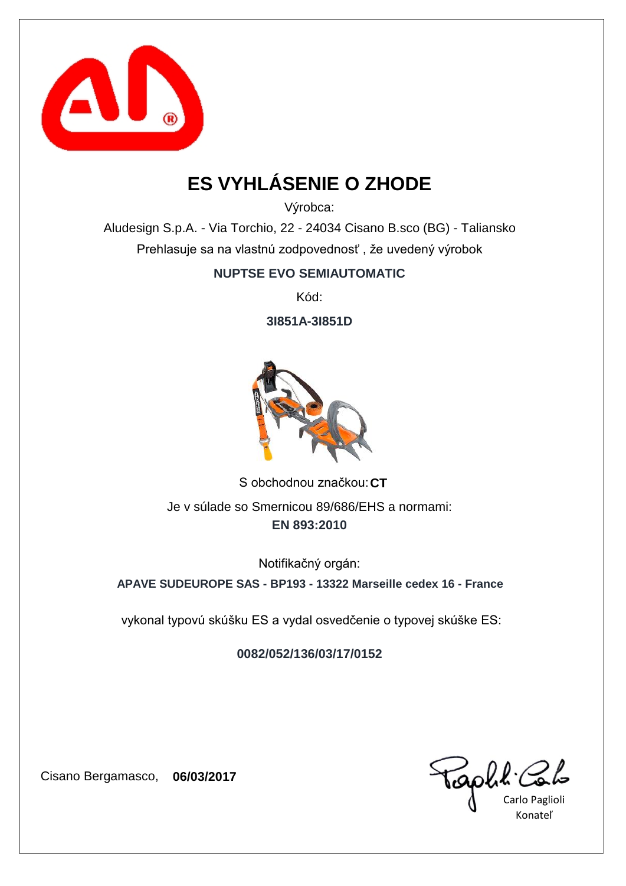# ES VYHLÁSENIE O ZHODE

Výrobca:

Aludesign S.p.A. - Via Torchio, 22 - 24034 Cisano B.sco (BG) - Taliansko

Prehlasuje sa na vlastnú zodpovednosť , že uvedený výrobok

**NUPTSE EVO SEMIAUTOMATIC**

Kód:

**3I851A-3I851D**

S obchodnou značkou: **CT**

Je v súlade so Smernicou 89/686/EHS a normami:

**EN 893:2010**

Notifikačný orgán:

**APAVE SUDEUROPE SAS - BP193 - 13322 Marseille cedex 16 - France**

vykonal typovú skúšku ES a vydal osvedčenie o typovej skúške ES:

**0082/052/136/03/17/0152**

Cisano Bergamasco, **06/03/2017**

Carlo Paglioli

Konateľ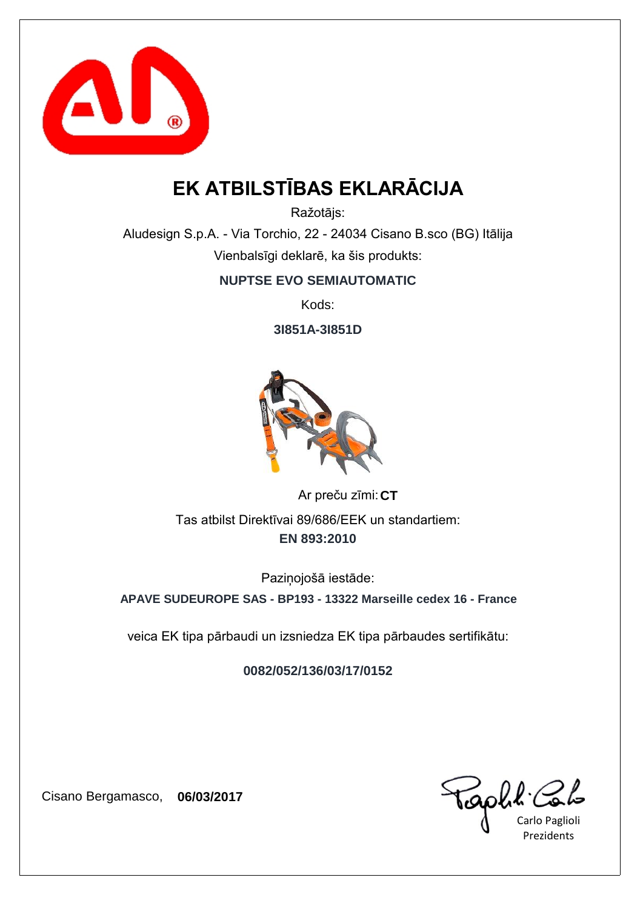# EK ATBILSTĪBAS EKLARĀCIJA

Ražotājs:

Aludesign S.p.A. - Via Torchio, 22 - 24034 Cisano B.sco (BG) Itālija

Vienbalsīgi deklarē, ka šis produkts:

**NUPTSE EVO SEMIAUTOMATIC**

Kods:

**3I851A-3I851D**

Ar preču zīmi: **CT**

Tas atbilst Direktīvai 89/686/EEK un standartiem:

**EN 893:2010**

Paziņojošā iestāde:

**APAVE SUDEUROPE SAS - BP193 - 13322 Marseille cedex 16 - France**

veica EK tipa pārbaudi un izsniedza EK tipa pārbaudes sertifikātu:

**0082/052/136/03/17/0152**

Cisano Bergamasco, **06/03/2017**

Carlo Paglioli
Prezidents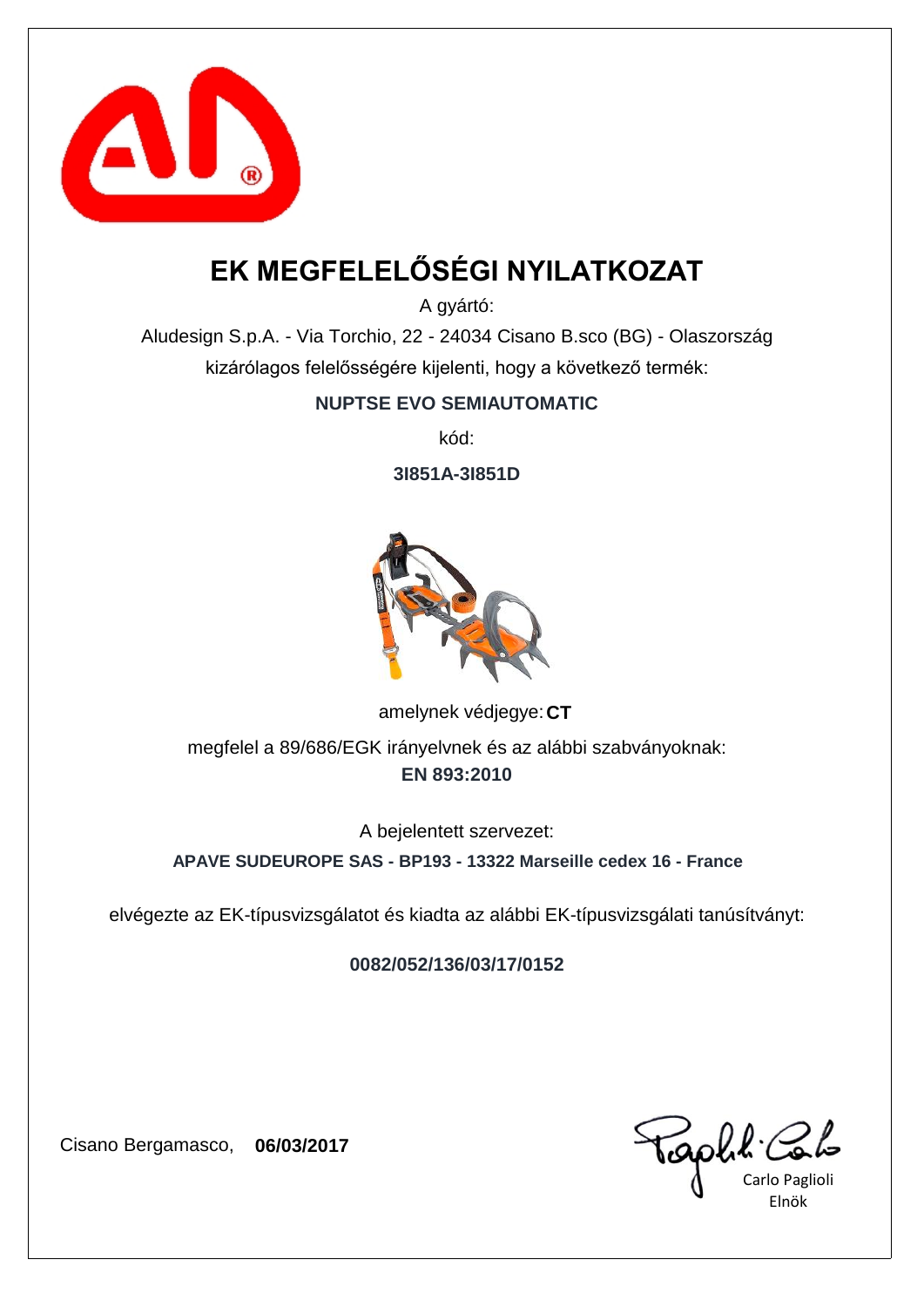# EK MEGFELELŐSÉGI NYILATKOZAT

A gyártó:

Aludesign S.p.A. - Via Torchio, 22 - 24034 Cisano B.sco (BG) - Olaszország

kizárólagos felelősségére kijelenti, hogy a következő termék:

**NUPTSE EVO SEMIAUTOMATIC**

kód:

**3I851A-3I851D**

amelynek védjegye: **CT**

megfelel a 89/686/EGK irányelvnek és az alábbi szabványoknak:

**EN 893:2010**

A bejelentett szervezet:

**APAVE SUDEUROPE SAS - BP193 - 13322 Marseille cedex 16 - France**

elvégezte az EK-típusvizsgálatot és kiadta az alábbi EK-típusvizsgálati tanúsítványt:

**0082/052/136/03/17/0152**

Cisano Bergamasco, **06/03/2017**

Carlo Paglioli

Elnök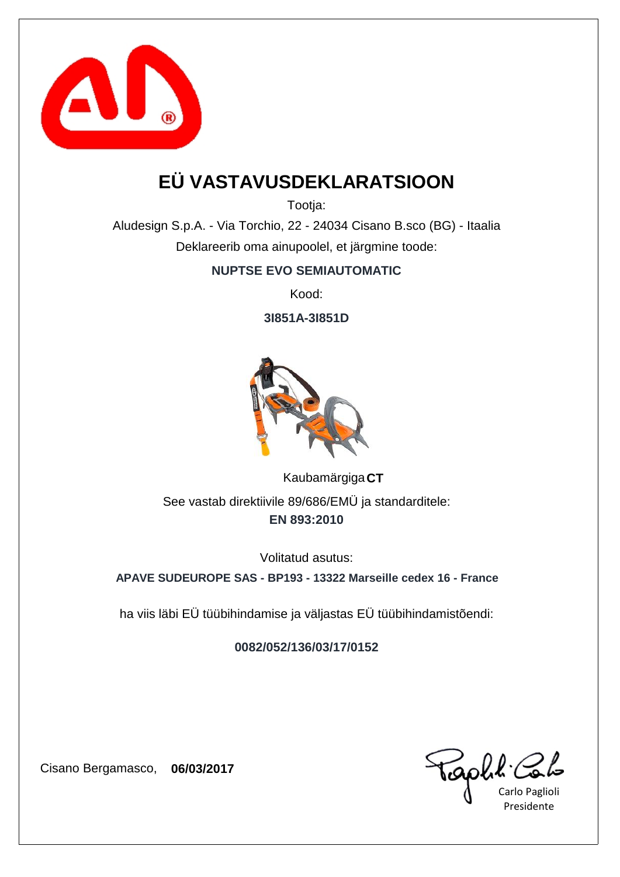# EÜ VASTAVUSDEKLARATSIOON

Tootja:

Aludesign S.p.A. - Via Torchio, 22 - 24034 Cisano B.sco (BG) - Itaalia

Deklareerib oma ainupoolel, et järgmine toode:

**NUPTSE EVO SEMIAUTOMATIC**

Kood:

**3I851A-3I851D**

Kaubamärgiga **CT**

See vastab direktiivile 89/686/EMÜ ja standarditele:

**EN 893:2010**

Volitatud asutus:

**APAVE SUDEUROPE SAS - BP193 - 13322 Marseille cedex 16 - France**

ha viis läbi EÜ tüübihindamise ja väljastas EÜ tüübihindamistõendi:

**0082/052/136/03/17/0152**

Cisano Bergamasco, **06/03/2017**

Carlo Paglioli
Presidente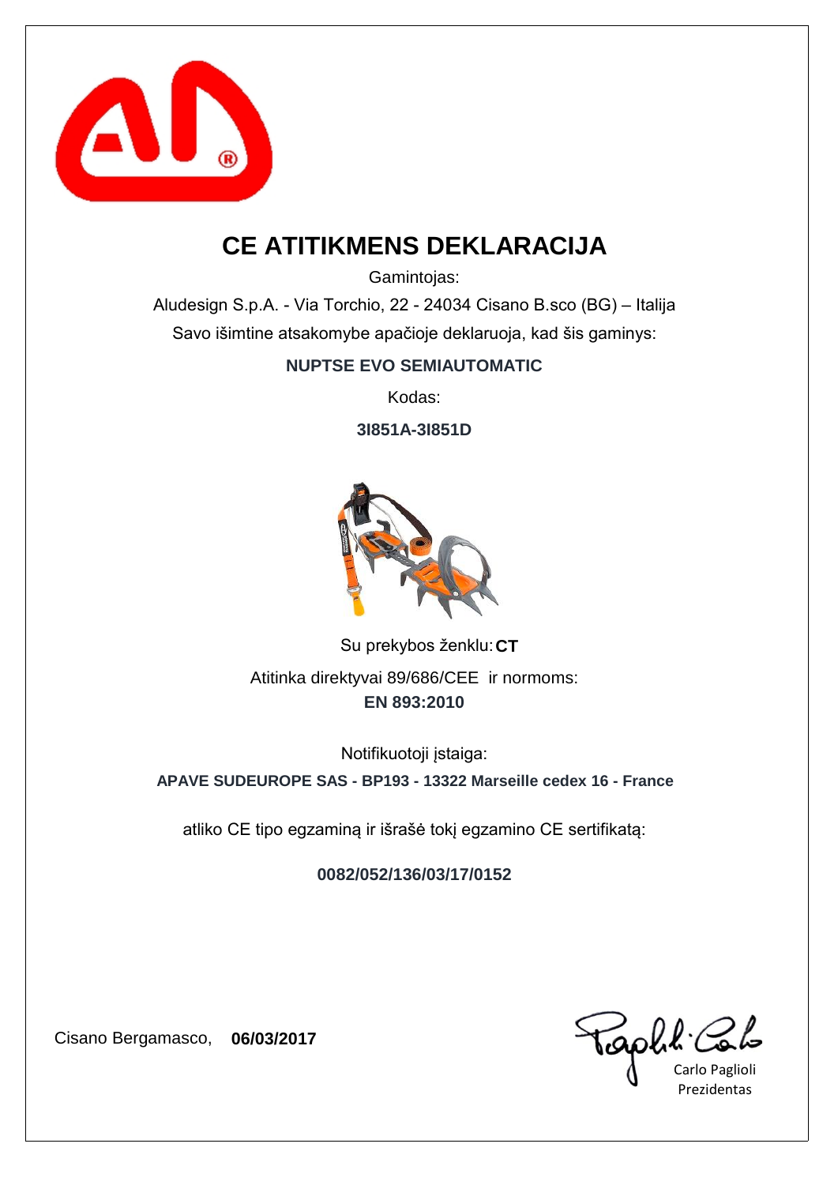# CE ATITIKMENS DEKLARACIJA

Gamintojas:

Aludesign S.p.A. - Via Torchio, 22 - 24034 Cisano B.sco (BG) – Italija

Savo išimtine atsakomybe apačioje deklaruoja, kad šis gaminys:

**NUPTSE EVO SEMIAUTOMATIC**

Kodas:

**3I851A-3I851D**

Su prekybos ženklu: **CT**

Atitinka direktyvai 89/686/CEE ir normoms:

**EN 893:2010**

Notifikuotoji įstaiga:

**APAVE SUDEUROPE SAS - BP193 - 13322 Marseille cedex 16 - France**

atliko CE tipo egzaminą ir išrašė tokį egzamino CE sertifikatą:

**0082/052/136/03/17/0152**

Cisano Bergamasco, **06/03/2017**

Carlo Paglioli
Prezidentas